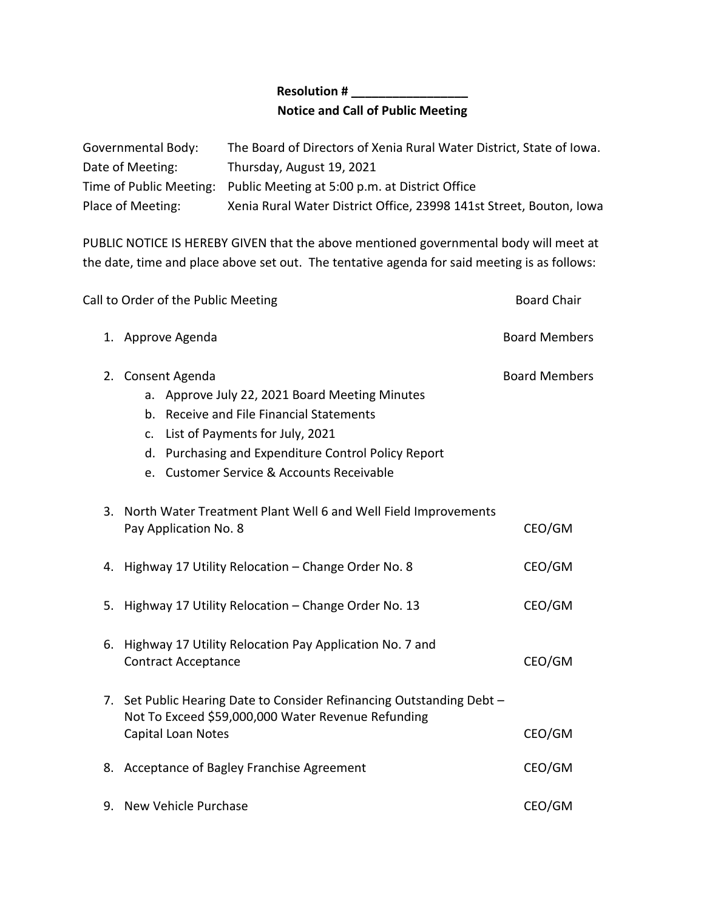**Resolution # _________________**

**Notice and Call of Public Meeting**

| | |
|---|---|
| Governmental Body: | The Board of Directors of Xenia Rural Water District, State of Iowa. |
| Date of Meeting: | Thursday, August 19, 2021 |
| Time of Public Meeting: | Public Meeting at 5:00 p.m. at District Office |
| Place of Meeting: | Xenia Rural Water District Office, 23998 141st Street, Bouton, Iowa |

PUBLIC NOTICE IS HEREBY GIVEN that the above mentioned governmental body will meet at the date, time and place above set out. The tentative agenda for said meeting is as follows:

Call to Order of the Public Meeting — Board Chair

1. Approve Agenda — Board Members

2. Consent Agenda — Board Members
   a. Approve July 22, 2021 Board Meeting Minutes
   b. Receive and File Financial Statements
   c. List of Payments for July, 2021
   d. Purchasing and Expenditure Control Policy Report
   e. Customer Service & Accounts Receivable

3. North Water Treatment Plant Well 6 and Well Field Improvements Pay Application No. 8 — CEO/GM

4. Highway 17 Utility Relocation – Change Order No. 8 — CEO/GM

5. Highway 17 Utility Relocation – Change Order No. 13 — CEO/GM

6. Highway 17 Utility Relocation Pay Application No. 7 and Contract Acceptance — CEO/GM

7. Set Public Hearing Date to Consider Refinancing Outstanding Debt – Not To Exceed $59,000,000 Water Revenue Refunding Capital Loan Notes — CEO/GM

8. Acceptance of Bagley Franchise Agreement — CEO/GM

9. New Vehicle Purchase — CEO/GM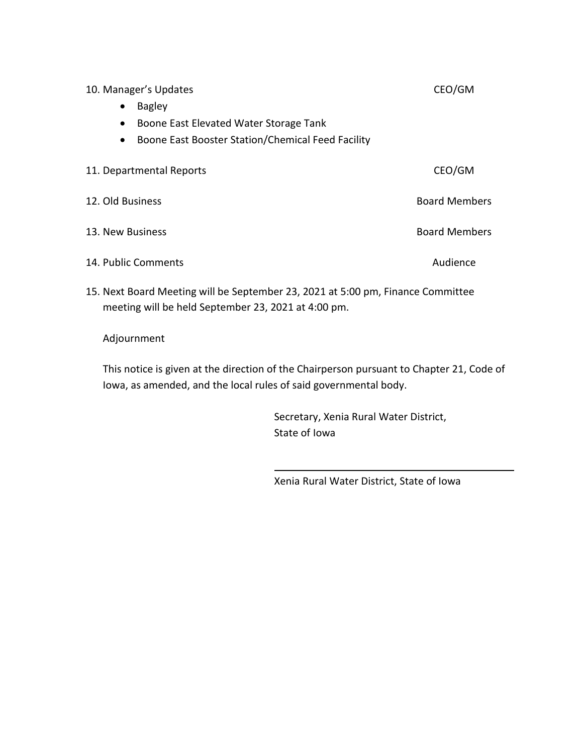10. Manager's Updates CEO/GM
    - Bagley
    - Boone East Elevated Water Storage Tank
    - Boone East Booster Station/Chemical Feed Facility

11. Departmental Reports CEO/GM

12. Old Business Board Members

13. New Business Board Members

14. Public Comments Audience

15. Next Board Meeting will be September 23, 2021 at 5:00 pm, Finance Committee meeting will be held September 23, 2021 at 4:00 pm.

Adjournment

This notice is given at the direction of the Chairperson pursuant to Chapter 21, Code of Iowa, as amended, and the local rules of said governmental body.

Secretary, Xenia Rural Water District,
State of Iowa

\_\_\_\_\_\_\_\_\_\_\_\_\_\_\_\_\_\_\_\_\_\_\_\_\_\_\_\_\_\_\_\_\_\_\_\_\_\_\_\_

Xenia Rural Water District, State of Iowa